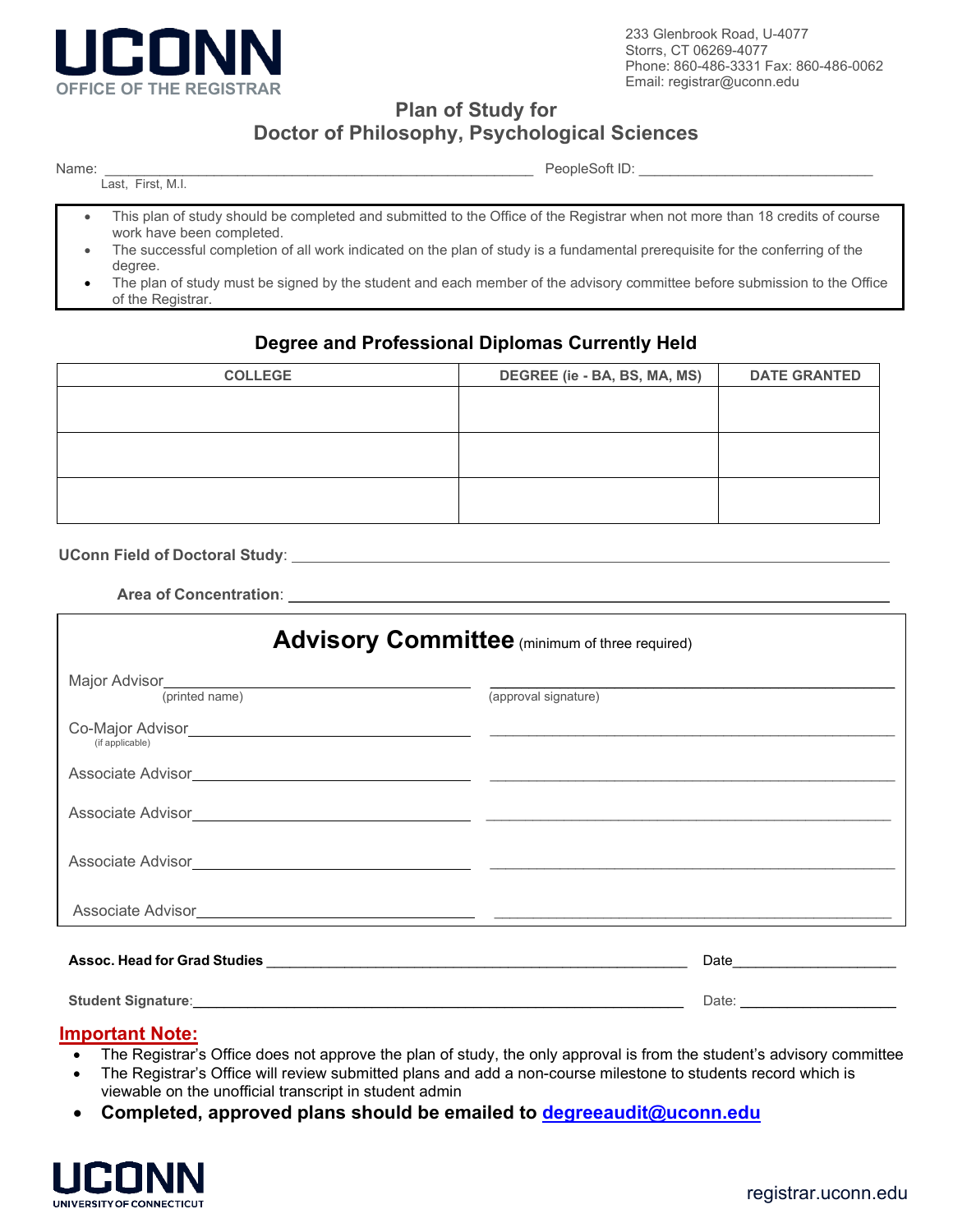**UCONN**
**OFFICE OF THE REGISTRAR**

233 Glenbrook Road, U-4077
Storrs, CT 06269-4077
Phone: 860-486-3331 Fax: 860-486-0062
Email: registrar@uconn.edu

## Plan of Study for
## Doctor of Philosophy, Psychological Sciences

Name: ______________________________________________________ PeopleSoft ID: ______________________________
Last, First, M.I.

- This plan of study should be completed and submitted to the Office of the Registrar when not more than 18 credits of course work have been completed.
- The successful completion of all work indicated on the plan of study is a fundamental prerequisite for the conferring of the degree.
- The plan of study must be signed by the student and each member of the advisory committee before submission to the Office of the Registrar.

### Degree and Professional Diplomas Currently Held

| COLLEGE | DEGREE (ie - BA, BS, MA, MS) | DATE GRANTED |
|---|---|---|
| | | |
| | | |
| | | |

**UConn Field of Doctoral Study**: ______________________________________________________________

**Area of Concentration**: ______________________________________________________________

### Advisory Committee (minimum of three required)

Major Advisor________________________________ ________________________________
(printed name) (approval signature)

Co-Major Advisor________________________________ ________________________________
(if applicable)

Associate Advisor________________________________ ________________________________

Associate Advisor________________________________ ________________________________

Associate Advisor________________________________ ________________________________

Associate Advisor________________________________ ________________________________

**Assoc. Head for Grad Studies** ________________________________________________ Date____________________

**Student Signature**:________________________________________________________ Date: ____________________

**Important Note:**

- The Registrar's Office does not approve the plan of study, the only approval is from the student's advisory committee
- The Registrar's Office will review submitted plans and add a non-course milestone to students record which is viewable on the unofficial transcript in student admin
- **Completed, approved plans should be emailed to degreeaudit@uconn.edu**

**UCONN**
UNIVERSITY OF CONNECTICUT

registrar.uconn.edu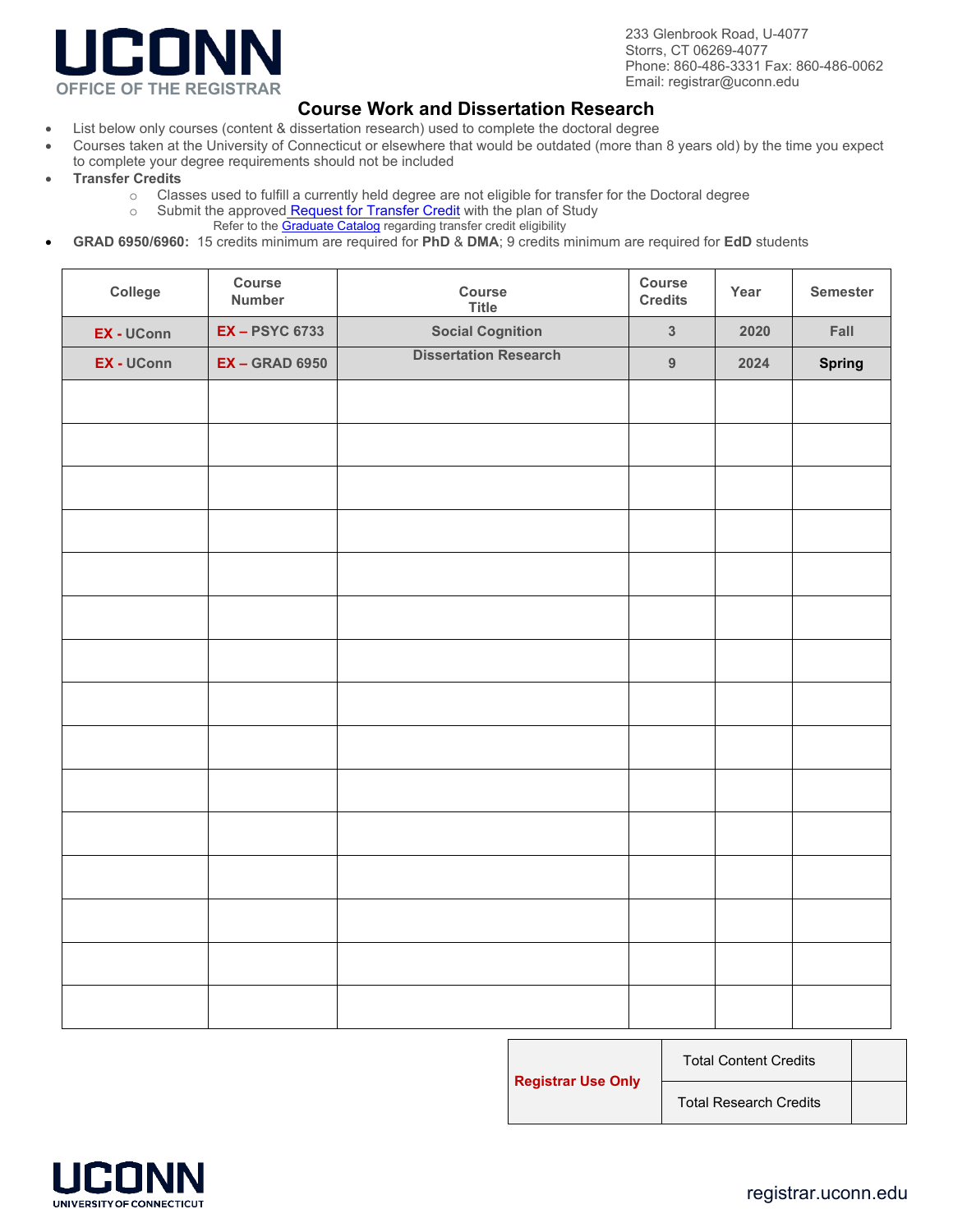UCONN
OFFICE OF THE REGISTRAR

233 Glenbrook Road, U-4077
Storrs, CT 06269-4077
Phone: 860-486-3331 Fax: 860-486-0062
Email: registrar@uconn.edu

## Course Work and Dissertation Research

- List below only courses (content & dissertation research) used to complete the doctoral degree
- Courses taken at the University of Connecticut or elsewhere that would be outdated (more than 8 years old) by the time you expect to complete your degree requirements should not be included
- **Transfer Credits**
  - Classes used to fulfill a currently held degree are not eligible for transfer for the Doctoral degree
  - Submit the approved Request for Transfer Credit with the plan of Study
    Refer to the Graduate Catalog regarding transfer credit eligibility
- **GRAD 6950/6960:** 15 credits minimum are required for **PhD** & **DMA**; 9 credits minimum are required for **EdD** students

| College | Course Number | Course Title | Course Credits | Year | Semester |
|---|---|---|---|---|---|
| EX - UConn | EX – PSYC 6733 | Social Cognition | 3 | 2020 | Fall |
| EX - UConn | EX – GRAD 6950 | Dissertation Research | 9 | 2024 | Spring |
| | | | | | |
| | | | | | |
| | | | | | |
| | | | | | |
| | | | | | |
| | | | | | |
| | | | | | |
| | | | | | |
| | | | | | |
| | | | | | |
| | | | | | |
| | | | | | |
| | | | | | |
| | | | | | |
| | | | | | |

| Registrar Use Only | Total Content Credits | |
|---|---|---|
| | Total Research Credits | |

UCONN
UNIVERSITY OF CONNECTICUT

registrar.uconn.edu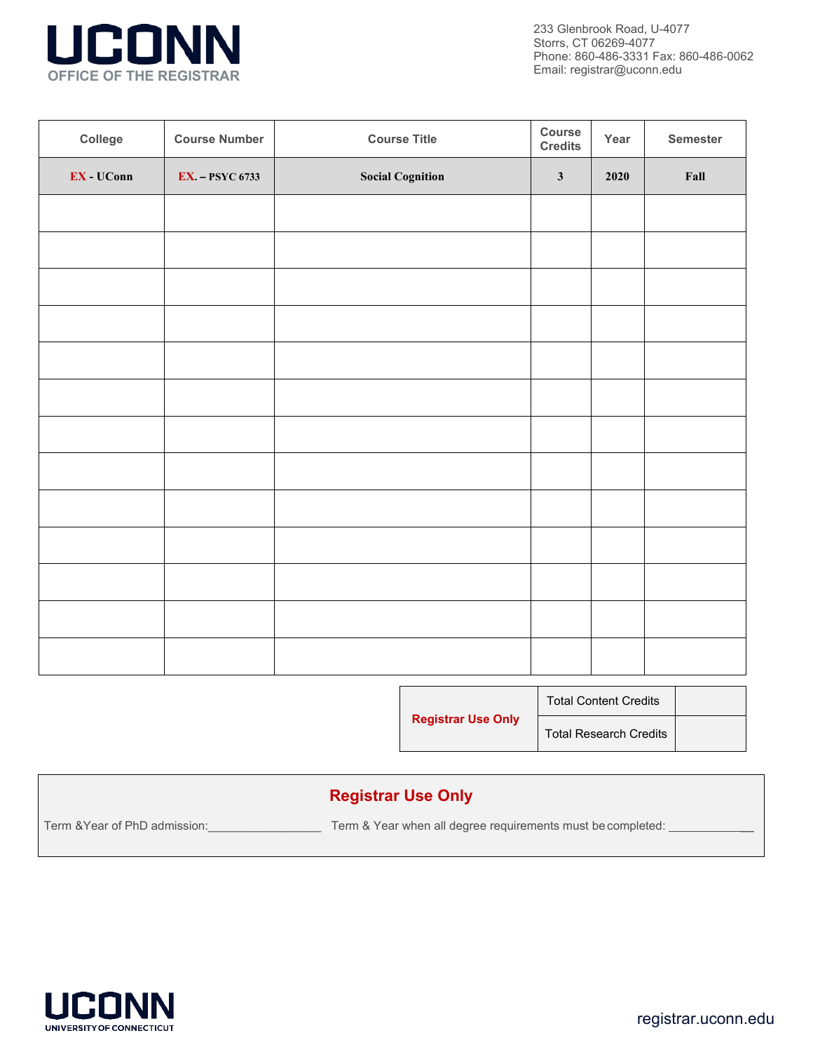# UCONN
OFFICE OF THE REGISTRAR

233 Glenbrook Road, U-4077
Storrs, CT 06269-4077
Phone: 860-486-3331 Fax: 860-486-0062
Email: registrar@uconn.edu

| College | Course Number | Course Title | Course Credits | Year | Semester |
|---|---|---|---|---|---|
| **EX - UConn** | **EX. – PSYC 6733** | **Social Cognition** | **3** | **2020** | **Fall** |
| | | | | | |
| | | | | | |
| | | | | | |
| | | | | | |
| | | | | | |
| | | | | | |
| | | | | | |
| | | | | | |
| | | | | | |
| | | | | | |
| | | | | | |
| | | | | | |
| | | | | | |

| | | |
|---|---|---|
| **Registrar Use Only** | Total Content Credits | |
| | Total Research Credits | |

## Registrar Use Only

Term &Year of PhD admission:_________________ Term & Year when all degree requirements must be completed: _____________

UCONN
UNIVERSITY OF CONNECTICUT

registrar.uconn.edu